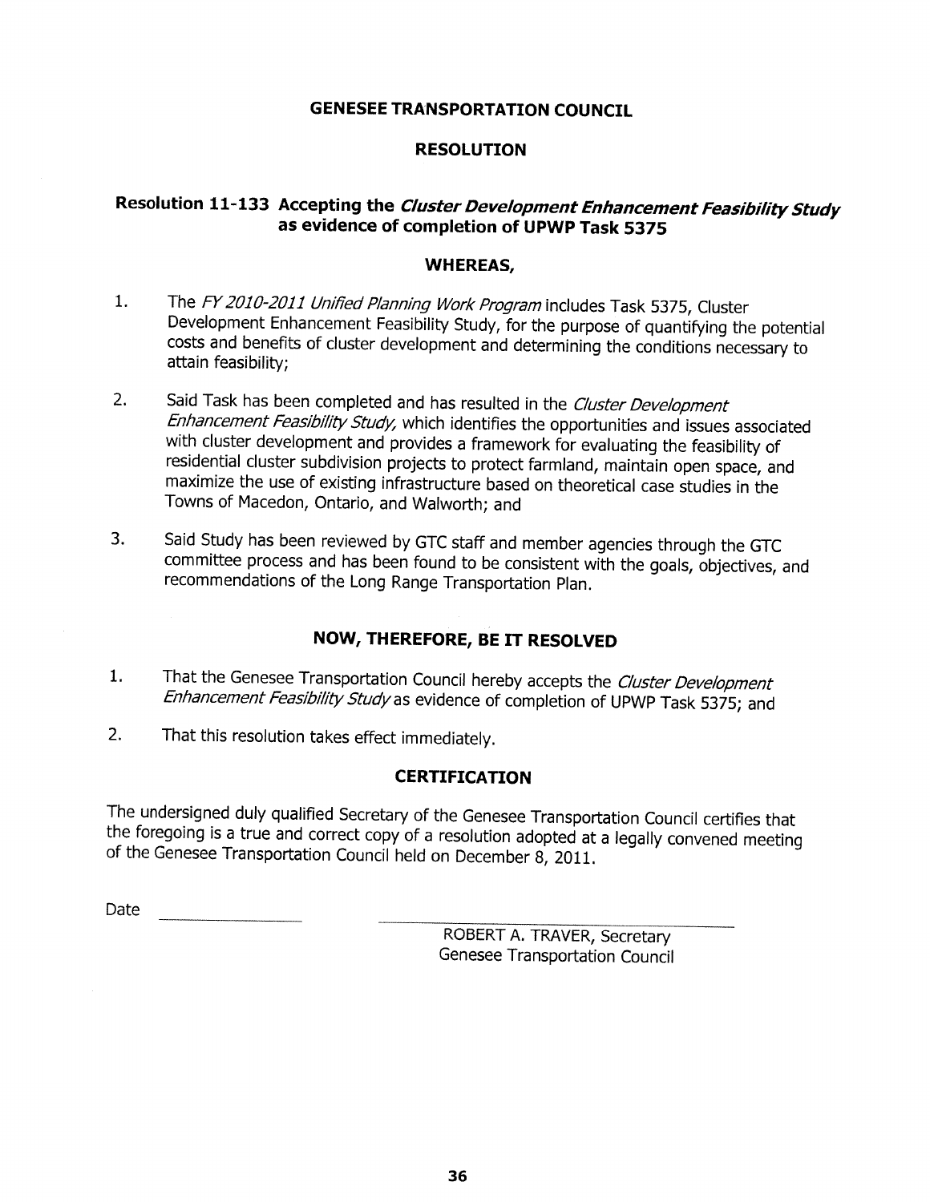# GENESEE TRANSPORTATION COUNCIL

## RESOLUTION

### Resolution 11-133 Accepting the *Cluster Development Enhancement Feasibility Study* as evidence of completion of UPWP Task 5375

### WHEREAS,

1. The *FY 2010-2011 Unified Planning Work Program* includes Task 5375, Cluster Development Enhancement Feasibility Study, for the purpose of quantifying the potential costs and benefits of cluster development and determining the conditions necessary to attain feasibility;

2. Said Task has been completed and has resulted in the *Cluster Development Enhancement Feasibility Study,* which identifies the opportunities and issues associated with cluster development and provides a framework for evaluating the feasibility of residential cluster subdivision projects to protect farmland, maintain open space, and maximize the use of existing infrastructure based on theoretical case studies in the Towns of Macedon, Ontario, and Walworth; and

3. Said Study has been reviewed by GTC staff and member agencies through the GTC committee process and has been found to be consistent with the goals, objectives, and recommendations of the Long Range Transportation Plan.

### NOW, THEREFORE, BE IT RESOLVED

1. That the Genesee Transportation Council hereby accepts the *Cluster Development Enhancement Feasibility Study* as evidence of completion of UPWP Task 5375; and

2. That this resolution takes effect immediately.

### CERTIFICATION

The undersigned duly qualified Secretary of the Genesee Transportation Council certifies that the foregoing is a true and correct copy of a resolution adopted at a legally convened meeting of the Genesee Transportation Council held on December 8, 2011.

Date ______________

ROBERT A. TRAVER, Secretary
Genesee Transportation Council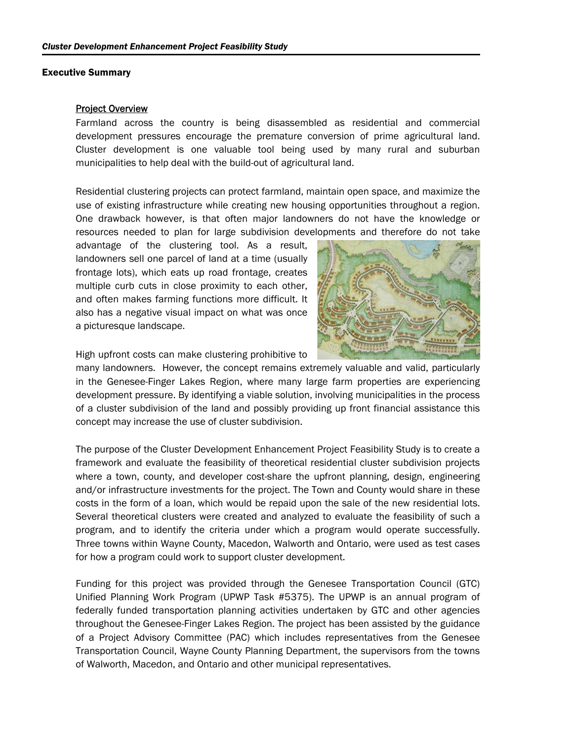## Executive Summary

### Project Overview

Farmland across the country is being disassembled as residential and commercial development pressures encourage the premature conversion of prime agricultural land. Cluster development is one valuable tool being used by many rural and suburban municipalities to help deal with the build-out of agricultural land.

Residential clustering projects can protect farmland, maintain open space, and maximize the use of existing infrastructure while creating new housing opportunities throughout a region. One drawback however, is that often major landowners do not have the knowledge or resources needed to plan for large subdivision developments and therefore do not take advantage of the clustering tool. As a result, landowners sell one parcel of land at a time (usually frontage lots), which eats up road frontage, creates multiple curb cuts in close proximity to each other, and often makes farming functions more difficult. It also has a negative visual impact on what was once a picturesque landscape.

High upfront costs can make clustering prohibitive to many landowners. However, the concept remains extremely valuable and valid, particularly in the Genesee-Finger Lakes Region, where many large farm properties are experiencing development pressure. By identifying a viable solution, involving municipalities in the process of a cluster subdivision of the land and possibly providing up front financial assistance this concept may increase the use of cluster subdivision.

The purpose of the Cluster Development Enhancement Project Feasibility Study is to create a framework and evaluate the feasibility of theoretical residential cluster subdivision projects where a town, county, and developer cost-share the upfront planning, design, engineering and/or infrastructure investments for the project. The Town and County would share in these costs in the form of a loan, which would be repaid upon the sale of the new residential lots. Several theoretical clusters were created and analyzed to evaluate the feasibility of such a program, and to identify the criteria under which a program would operate successfully. Three towns within Wayne County, Macedon, Walworth and Ontario, were used as test cases for how a program could work to support cluster development.

Funding for this project was provided through the Genesee Transportation Council (GTC) Unified Planning Work Program (UPWP Task #5375). The UPWP is an annual program of federally funded transportation planning activities undertaken by GTC and other agencies throughout the Genesee-Finger Lakes Region. The project has been assisted by the guidance of a Project Advisory Committee (PAC) which includes representatives from the Genesee Transportation Council, Wayne County Planning Department, the supervisors from the towns of Walworth, Macedon, and Ontario and other municipal representatives.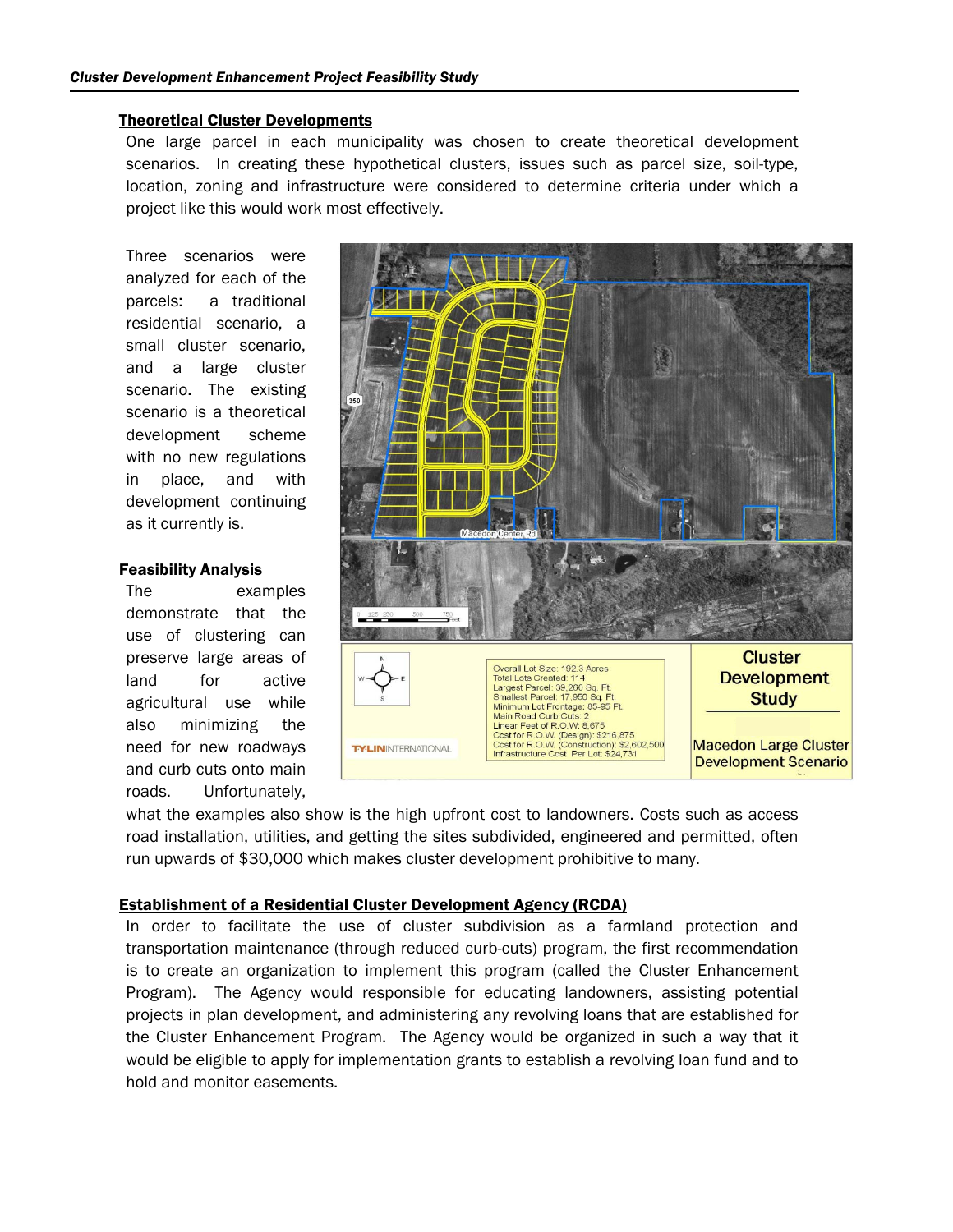## Theoretical Cluster Developments

One large parcel in each municipality was chosen to create theoretical development scenarios. In creating these hypothetical clusters, issues such as parcel size, soil-type, location, zoning and infrastructure were considered to determine criteria under which a project like this would work most effectively.

Three scenarios were analyzed for each of the parcels: a traditional residential scenario, a small cluster scenario, and a large cluster scenario. The existing scenario is a theoretical development scheme with no new regulations in place, and with development continuing as it currently is.

Overall Lot Size: 192.3 Acres
Total Lots Created: 114
Largest Parcel: 39,260 Sq. Ft.
Smallest Parcel: 17,950 Sq. Ft.
Minimum Lot Frontage: 85-95 Ft.
Main Road Curb Cuts: 2
Linear Feet of R.O.W: 8,675
Cost for R.O.W. (Design): $216,875
Cost for R.O.W. (Construction): $2,602,500
Infrastructure Cost Per Lot: $24,731

Cluster Development Study

Macedon Large Cluster Development Scenario

## Feasibility Analysis

The examples demonstrate that the use of clustering can preserve large areas of land for active agricultural use while also minimizing the need for new roadways and curb cuts onto main roads. Unfortunately, what the examples also show is the high upfront cost to landowners. Costs such as access road installation, utilities, and getting the sites subdivided, engineered and permitted, often run upwards of $30,000 which makes cluster development prohibitive to many.

## Establishment of a Residential Cluster Development Agency (RCDA)

In order to facilitate the use of cluster subdivision as a farmland protection and transportation maintenance (through reduced curb-cuts) program, the first recommendation is to create an organization to implement this program (called the Cluster Enhancement Program). The Agency would responsible for educating landowners, assisting potential projects in plan development, and administering any revolving loans that are established for the Cluster Enhancement Program. The Agency would be organized in such a way that it would be eligible to apply for implementation grants to establish a revolving loan fund and to hold and monitor easements.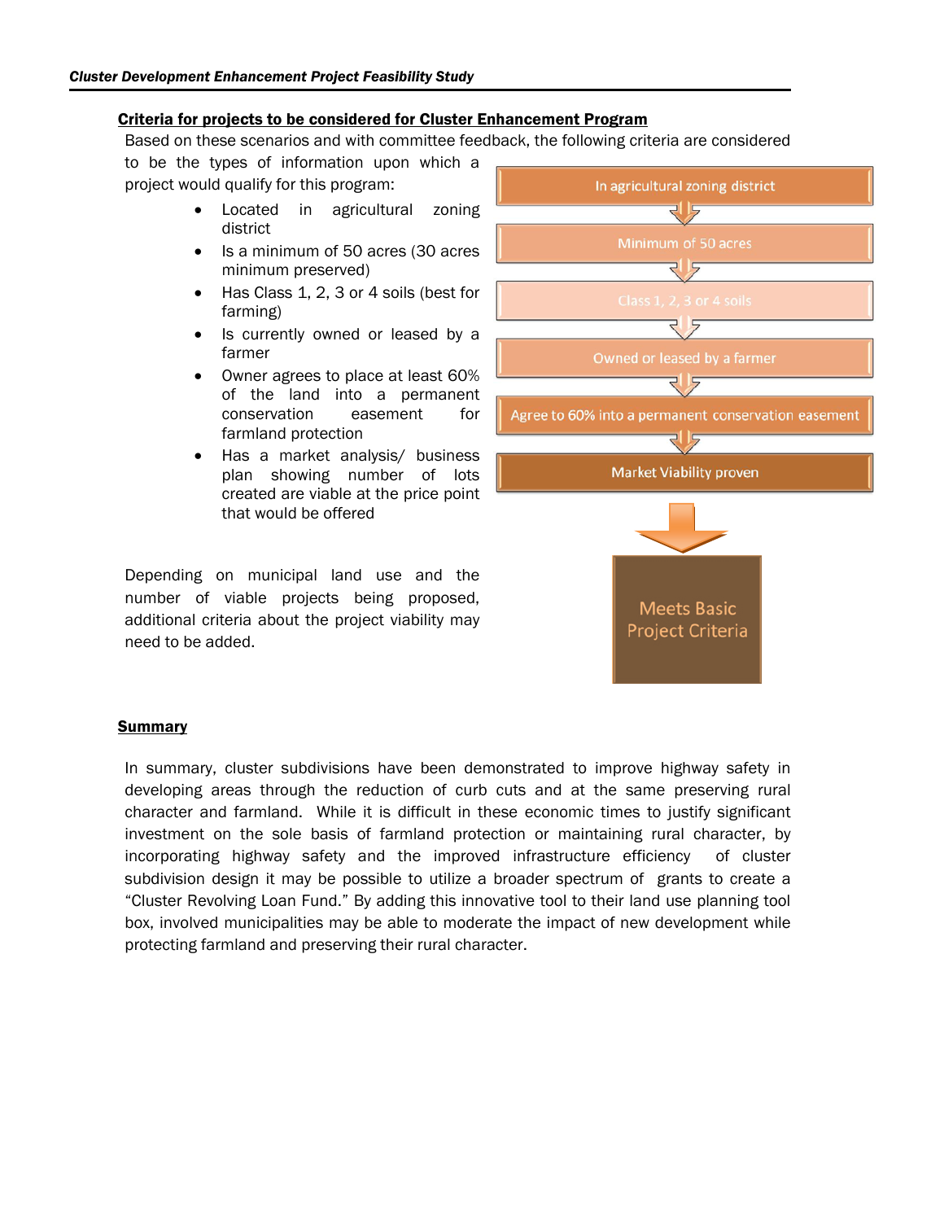## Criteria for projects to be considered for Cluster Enhancement Program

Based on these scenarios and with committee feedback, the following criteria are considered to be the types of information upon which a project would qualify for this program:

- Located in agricultural zoning district
- Is a minimum of 50 acres (30 acres minimum preserved)
- Has Class 1, 2, 3 or 4 soils (best for farming)
- Is currently owned or leased by a farmer
- Owner agrees to place at least 60% of the land into a permanent conservation easement for farmland protection
- Has a market analysis/ business plan showing number of lots created are viable at the price point that would be offered

In agricultural zoning district

Minimum of 50 acres

Class 1, 2, 3 or 4 soils

Owned or leased by a farmer

Agree to 60% into a permanent conservation easement

Market Viability proven

Meets Basic Project Criteria

Depending on municipal land use and the number of viable projects being proposed, additional criteria about the project viability may need to be added.

## Summary

In summary, cluster subdivisions have been demonstrated to improve highway safety in developing areas through the reduction of curb cuts and at the same preserving rural character and farmland. While it is difficult in these economic times to justify significant investment on the sole basis of farmland protection or maintaining rural character, by incorporating highway safety and the improved infrastructure efficiency of cluster subdivision design it may be possible to utilize a broader spectrum of grants to create a "Cluster Revolving Loan Fund." By adding this innovative tool to their land use planning tool box, involved municipalities may be able to moderate the impact of new development while protecting farmland and preserving their rural character.